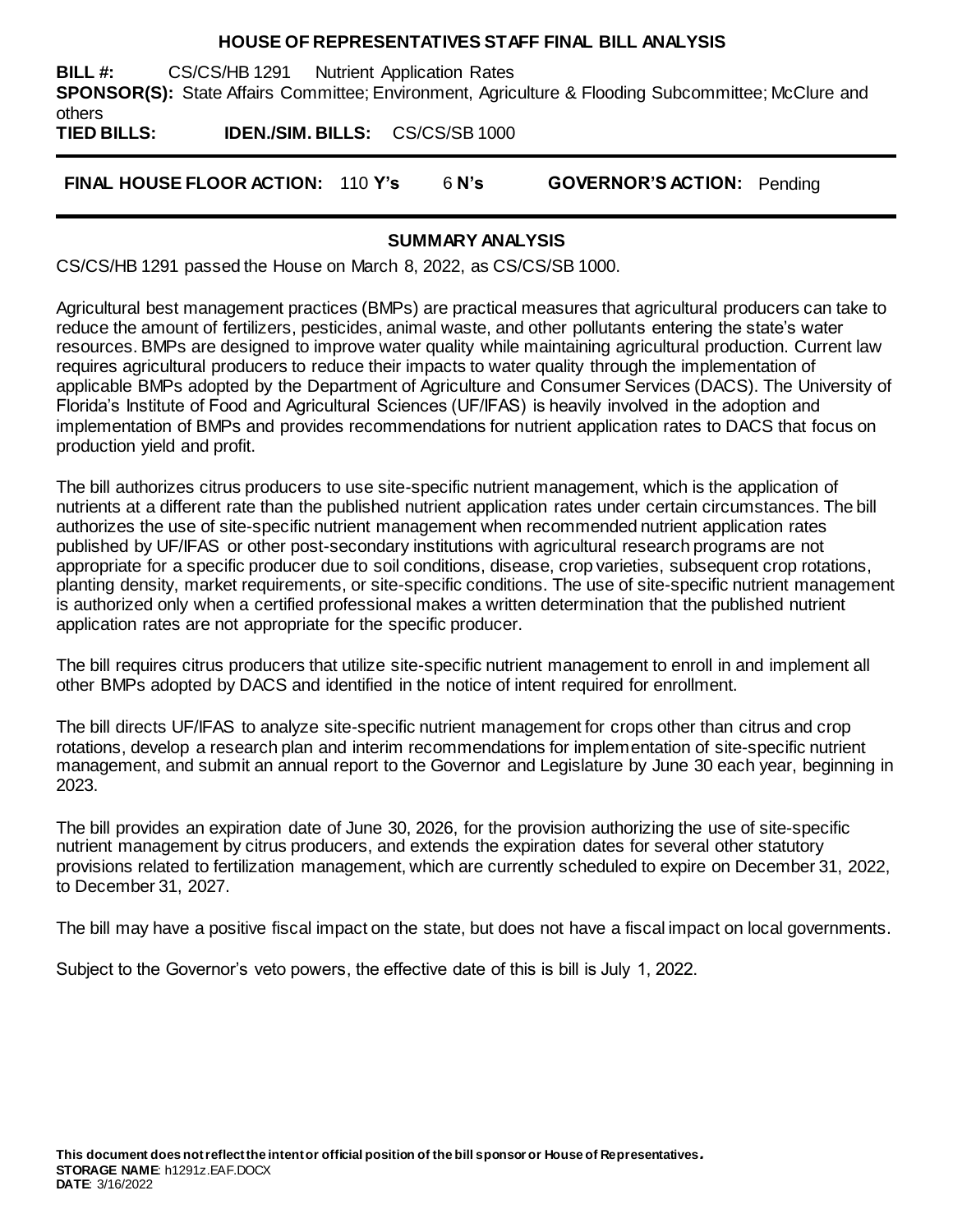# HOUSE OF REPRESENTATIVES STAFF FINAL BILL ANALYSIS

**BILL #:** CS/CS/HB 1291 Nutrient Application Rates

**SPONSOR(S):** State Affairs Committee; Environment, Agriculture & Flooding Subcommittee; McClure and others

**TIED BILLS:** **IDEN./SIM. BILLS:** CS/CS/SB 1000

**FINAL HOUSE FLOOR ACTION:** 110 **Y's** 6 **N's** **GOVERNOR'S ACTION:** Pending

## SUMMARY ANALYSIS

CS/CS/HB 1291 passed the House on March 8, 2022, as CS/CS/SB 1000.

Agricultural best management practices (BMPs) are practical measures that agricultural producers can take to reduce the amount of fertilizers, pesticides, animal waste, and other pollutants entering the state's water resources. BMPs are designed to improve water quality while maintaining agricultural production. Current law requires agricultural producers to reduce their impacts to water quality through the implementation of applicable BMPs adopted by the Department of Agriculture and Consumer Services (DACS). The University of Florida's Institute of Food and Agricultural Sciences (UF/IFAS) is heavily involved in the adoption and implementation of BMPs and provides recommendations for nutrient application rates to DACS that focus on production yield and profit.

The bill authorizes citrus producers to use site-specific nutrient management, which is the application of nutrients at a different rate than the published nutrient application rates under certain circumstances. The bill authorizes the use of site-specific nutrient management when recommended nutrient application rates published by UF/IFAS or other post-secondary institutions with agricultural research programs are not appropriate for a specific producer due to soil conditions, disease, crop varieties, subsequent crop rotations, planting density, market requirements, or site-specific conditions. The use of site-specific nutrient management is authorized only when a certified professional makes a written determination that the published nutrient application rates are not appropriate for the specific producer.

The bill requires citrus producers that utilize site-specific nutrient management to enroll in and implement all other BMPs adopted by DACS and identified in the notice of intent required for enrollment.

The bill directs UF/IFAS to analyze site-specific nutrient management for crops other than citrus and crop rotations, develop a research plan and interim recommendations for implementation of site-specific nutrient management, and submit an annual report to the Governor and Legislature by June 30 each year, beginning in 2023.

The bill provides an expiration date of June 30, 2026, for the provision authorizing the use of site-specific nutrient management by citrus producers, and extends the expiration dates for several other statutory provisions related to fertilization management, which are currently scheduled to expire on December 31, 2022, to December 31, 2027.

The bill may have a positive fiscal impact on the state, but does not have a fiscal impact on local governments.

Subject to the Governor's veto powers, the effective date of this is bill is July 1, 2022.

**This document does not reflect the intent or official position of the bill sponsor or House of Representatives.**

**STORAGE NAME**: h1291z.EAF.DOCX

**DATE**: 3/16/2022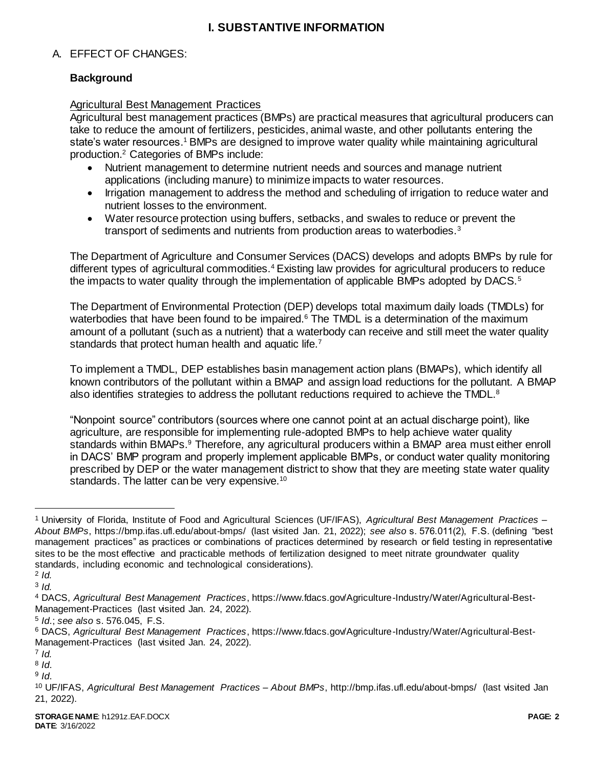# I. SUBSTANTIVE INFORMATION

## A. EFFECT OF CHANGES:

### Background

Agricultural Best Management Practices

Agricultural best management practices (BMPs) are practical measures that agricultural producers can take to reduce the amount of fertilizers, pesticides, animal waste, and other pollutants entering the state's water resources.[1] BMPs are designed to improve water quality while maintaining agricultural production.[2] Categories of BMPs include:

- Nutrient management to determine nutrient needs and sources and manage nutrient applications (including manure) to minimize impacts to water resources.
- Irrigation management to address the method and scheduling of irrigation to reduce water and nutrient losses to the environment.
- Water resource protection using buffers, setbacks, and swales to reduce or prevent the transport of sediments and nutrients from production areas to waterbodies.[3]

The Department of Agriculture and Consumer Services (DACS) develops and adopts BMPs by rule for different types of agricultural commodities.[4] Existing law provides for agricultural producers to reduce the impacts to water quality through the implementation of applicable BMPs adopted by DACS.[5]

The Department of Environmental Protection (DEP) develops total maximum daily loads (TMDLs) for waterbodies that have been found to be impaired.[6] The TMDL is a determination of the maximum amount of a pollutant (such as a nutrient) that a waterbody can receive and still meet the water quality standards that protect human health and aquatic life.[7]

To implement a TMDL, DEP establishes basin management action plans (BMAPs), which identify all known contributors of the pollutant within a BMAP and assign load reductions for the pollutant. A BMAP also identifies strategies to address the pollutant reductions required to achieve the TMDL.[8]

"Nonpoint source" contributors (sources where one cannot point at an actual discharge point), like agriculture, are responsible for implementing rule-adopted BMPs to help achieve water quality standards within BMAPs.[9] Therefore, any agricultural producers within a BMAP area must either enroll in DACS' BMP program and properly implement applicable BMPs, or conduct water quality monitoring prescribed by DEP or the water management district to show that they are meeting state water quality standards. The latter can be very expensive.[10]

---

[1] University of Florida, Institute of Food and Agricultural Sciences (UF/IFAS), *Agricultural Best Management Practices – About BMPs*, https://bmp.ifas.ufl.edu/about-bmps/ (last visited Jan. 21, 2022); *see also* s. 576.011(2), F.S. (defining "best management practices" as practices or combinations of practices determined by research or field testing in representative sites to be the most effective and practicable methods of fertilization designed to meet nitrate groundwater quality standards, including economic and technological considerations).

[2] *Id.*

[3] *Id.*

[4] DACS, *Agricultural Best Management Practices*, https://www.fdacs.gov/Agriculture-Industry/Water/Agricultural-Best-Management-Practices (last visited Jan. 24, 2022).

[5] *Id.*; *see also* s. 576.045, F.S.

[6] DACS, *Agricultural Best Management Practices*, https://www.fdacs.gov/Agriculture-Industry/Water/Agricultural-Best-Management-Practices (last visited Jan. 24, 2022).

[7] *Id.*

[8] *Id.*

[9] *Id.*

[10] UF/IFAS, *Agricultural Best Management Practices – About BMPs*, http://bmp.ifas.ufl.edu/about-bmps/ (last visited Jan 21, 2022).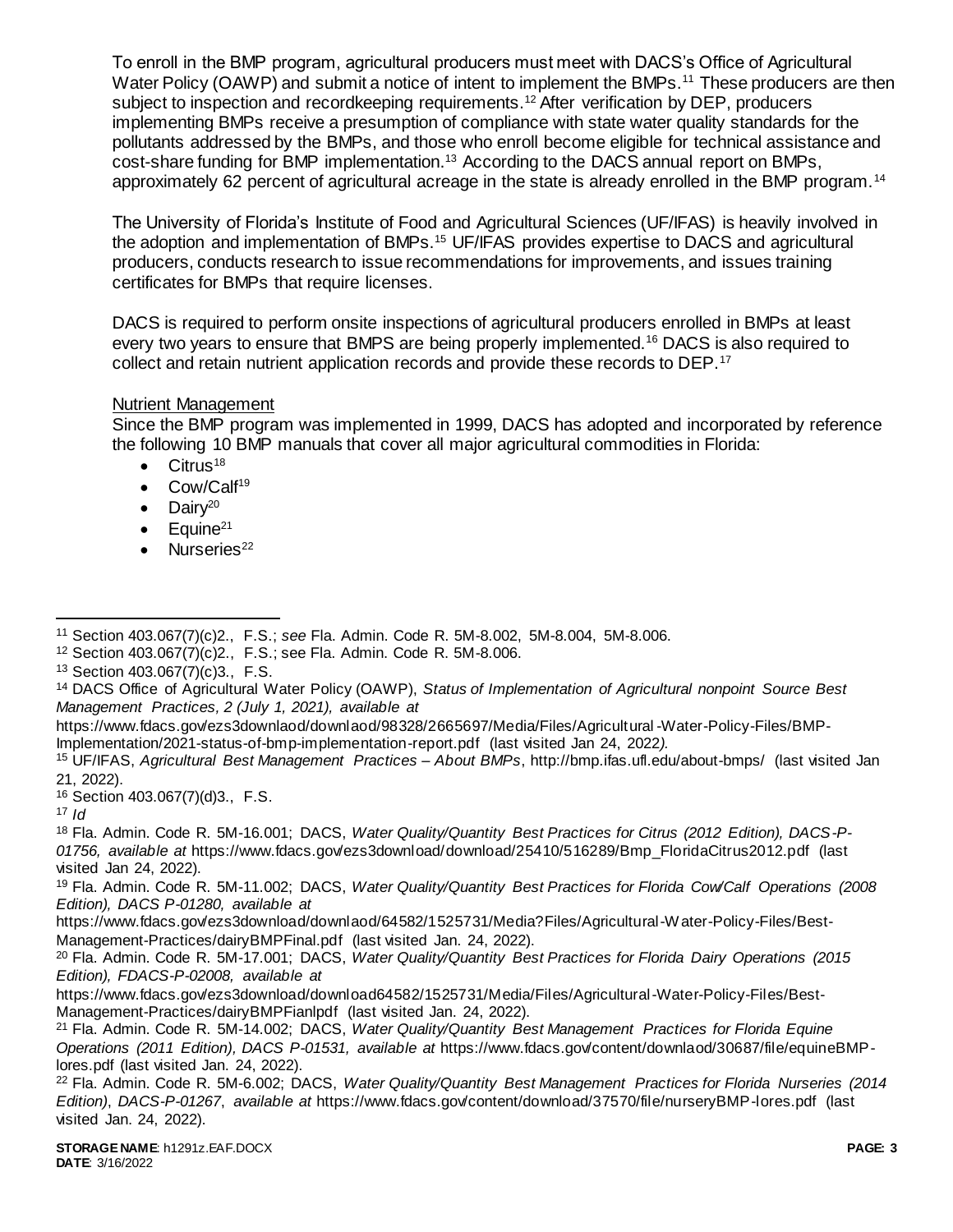To enroll in the BMP program, agricultural producers must meet with DACS's Office of Agricultural Water Policy (OAWP) and submit a notice of intent to implement the BMPs.[11] These producers are then subject to inspection and recordkeeping requirements.[12] After verification by DEP, producers implementing BMPs receive a presumption of compliance with state water quality standards for the pollutants addressed by the BMPs, and those who enroll become eligible for technical assistance and cost-share funding for BMP implementation.[13] According to the DACS annual report on BMPs, approximately 62 percent of agricultural acreage in the state is already enrolled in the BMP program.[14]

The University of Florida's Institute of Food and Agricultural Sciences (UF/IFAS) is heavily involved in the adoption and implementation of BMPs.[15] UF/IFAS provides expertise to DACS and agricultural producers, conducts research to issue recommendations for improvements, and issues training certificates for BMPs that require licenses.

DACS is required to perform onsite inspections of agricultural producers enrolled in BMPs at least every two years to ensure that BMPS are being properly implemented.[16] DACS is also required to collect and retain nutrient application records and provide these records to DEP.[17]

<u>Nutrient Management</u>

Since the BMP program was implemented in 1999, DACS has adopted and incorporated by reference the following 10 BMP manuals that cover all major agricultural commodities in Florida:

- Citrus[18]
- Cow/Calf[19]
- Dairy[20]
- Equine[21]
- Nurseries[22]

---

[11] Section 403.067(7)(c)2., F.S.; *see* Fla. Admin. Code R. 5M-8.002, 5M-8.004, 5M-8.006.

[12] Section 403.067(7)(c)2., F.S.; see Fla. Admin. Code R. 5M-8.006.

[13] Section 403.067(7)(c)3., F.S.

[14] DACS Office of Agricultural Water Policy (OAWP), *Status of Implementation of Agricultural nonpoint Source Best Management Practices, 2 (July 1, 2021), available at* https://www.fdacs.gov/ezs3downlaod/downlaod/98328/2665697/Media/Files/Agricultural-Water-Policy-Files/BMP-Implementation/2021-status-of-bmp-implementation-report.pdf (last visited Jan 24, 2022*).*

[15] UF/IFAS, *Agricultural Best Management Practices – About BMPs*, http://bmp.ifas.ufl.edu/about-bmps/ (last visited Jan 21, 2022).

[16] Section 403.067(7)(d)3., F.S.

[17] *Id*

[18] Fla. Admin. Code R. 5M-16.001; DACS, *Water Quality/Quantity Best Practices for Citrus (2012 Edition), DACS-P-01756, available at* https://www.fdacs.gov/ezs3download/download/25410/516289/Bmp_FloridaCitrus2012.pdf (last visited Jan 24, 2022).

[19] Fla. Admin. Code R. 5M-11.002; DACS, *Water Quality/Quantity Best Practices for Florida Cow/Calf Operations (2008 Edition), DACS P-01280, available at* https://www.fdacs.gov/ezs3download/downlaod/64582/1525731/Media?Files/Agricultural-Water-Policy-Files/Best-Management-Practices/dairyBMPFinal.pdf (last visited Jan. 24, 2022).

[20] Fla. Admin. Code R. 5M-17.001; DACS, *Water Quality/Quantity Best Practices for Florida Dairy Operations (2015 Edition), FDACS-P-02008, available at* https://www.fdacs.gov/ezs3download/download64582/1525731/Media/Files/Agricultural-Water-Policy-Files/Best-Management-Practices/dairyBMPFianlpdf (last visited Jan. 24, 2022).

[21] Fla. Admin. Code R. 5M-14.002; DACS, *Water Quality/Quantity Best Management Practices for Florida Equine Operations (2011 Edition), DACS P-01531, available at* https://www.fdacs.gov/content/downlaod/30687/file/equineBMP-lores.pdf (last visited Jan. 24, 2022).

[22] Fla. Admin. Code R. 5M-6.002; DACS, *Water Quality/Quantity Best Management Practices for Florida Nurseries (2014 Edition)*, *DACS-P-01267*, *available at* https://www.fdacs.gov/content/download/37570/file/nurseryBMP-lores.pdf (last visited Jan. 24, 2022).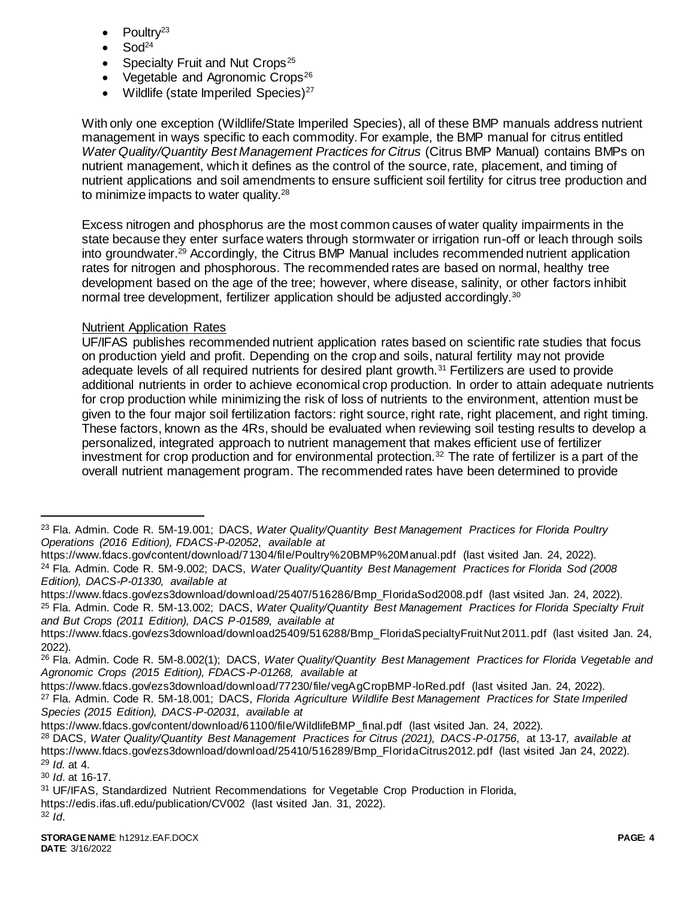- Poultry[23]
- Sod[24]
- Specialty Fruit and Nut Crops[25]
- Vegetable and Agronomic Crops[26]
- Wildlife (state Imperiled Species)[27]

With only one exception (Wildlife/State Imperiled Species), all of these BMP manuals address nutrient management in ways specific to each commodity. For example, the BMP manual for citrus entitled *Water Quality/Quantity Best Management Practices for Citrus* (Citrus BMP Manual) contains BMPs on nutrient management, which it defines as the control of the source, rate, placement, and timing of nutrient applications and soil amendments to ensure sufficient soil fertility for citrus tree production and to minimize impacts to water quality.[28]

Excess nitrogen and phosphorus are the most common causes of water quality impairments in the state because they enter surface waters through stormwater or irrigation run-off or leach through soils into groundwater.[29] Accordingly, the Citrus BMP Manual includes recommended nutrient application rates for nitrogen and phosphorous. The recommended rates are based on normal, healthy tree development based on the age of the tree; however, where disease, salinity, or other factors inhibit normal tree development, fertilizer application should be adjusted accordingly.[30]

Nutrient Application Rates

UF/IFAS publishes recommended nutrient application rates based on scientific rate studies that focus on production yield and profit. Depending on the crop and soils, natural fertility may not provide adequate levels of all required nutrients for desired plant growth.[31] Fertilizers are used to provide additional nutrients in order to achieve economical crop production. In order to attain adequate nutrients for crop production while minimizing the risk of loss of nutrients to the environment, attention must be given to the four major soil fertilization factors: right source, right rate, right placement, and right timing. These factors, known as the 4Rs, should be evaluated when reviewing soil testing results to develop a personalized, integrated approach to nutrient management that makes efficient use of fertilizer investment for crop production and for environmental protection.[32] The rate of fertilizer is a part of the overall nutrient management program. The recommended rates have been determined to provide

---

[23] Fla. Admin. Code R. 5M-19.001; DACS, *Water Quality/Quantity Best Management Practices for Florida Poultry Operations (2016 Edition), FDACS-P-02052, available at* https://www.fdacs.gov/content/download/71304/file/Poultry%20BMP%20Manual.pdf (last visited Jan. 24, 2022).

[24] Fla. Admin. Code R. 5M-9.002; DACS, *Water Quality/Quantity Best Management Practices for Florida Sod (2008 Edition), DACS-P-01330, available at* https://www.fdacs.gov/ezs3download/download/25407/516286/Bmp_FloridaSod2008.pdf (last visited Jan. 24, 2022).

[25] Fla. Admin. Code R. 5M-13.002; DACS, *Water Quality/Quantity Best Management Practices for Florida Specialty Fruit and But Crops (2011 Edition), DACS P-01589, available at* https://www.fdacs.gov/ezs3download/download25409/516288/Bmp_FloridaSpecialtyFruitNut2011.pdf (last visited Jan. 24, 2022).

[26] Fla. Admin. Code R. 5M-8.002(1); DACS, *Water Quality/Quantity Best Management Practices for Florida Vegetable and Agronomic Crops (2015 Edition), FDACS-P-01268, available at* https://www.fdacs.gov/ezs3download/download/77230/file/vegAgCropBMP-loRed.pdf (last visited Jan. 24, 2022).

[27] Fla. Admin. Code R. 5M-18.001; DACS, *Florida Agriculture Wildlife Best Management Practices for State Imperiled Species (2015 Edition), DACS-P-02031, available at* https://www.fdacs.gov/content/download/61100/file/WildlifeBMP_final.pdf (last visited Jan. 24, 2022).

[28] DACS, *Water Quality/Quantity Best Management Practices for Citrus (2021), DACS-P-01756*, at 13-17*, available at* https://www.fdacs.gov/ezs3download/download/25410/516289/Bmp_FloridaCitrus2012.pdf (last visited Jan 24, 2022).

[29] *Id.* at 4.

[30] *Id.* at 16-17.

[31] UF/IFAS, Standardized Nutrient Recommendations for Vegetable Crop Production in Florida, https://edis.ifas.ufl.edu/publication/CV002 (last visited Jan. 31, 2022).

[32] *Id.*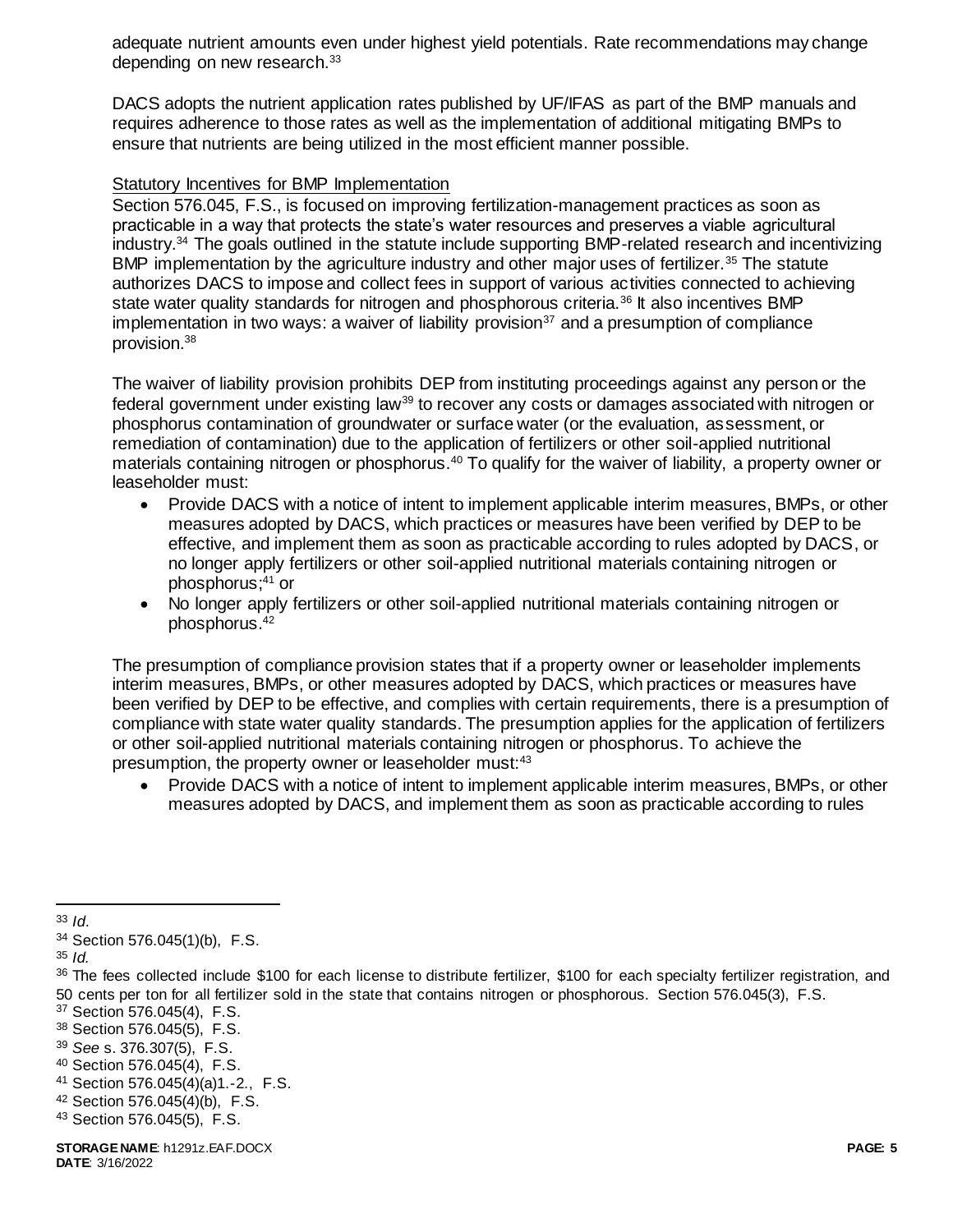adequate nutrient amounts even under highest yield potentials. Rate recommendations may change depending on new research.[33]

DACS adopts the nutrient application rates published by UF/IFAS as part of the BMP manuals and requires adherence to those rates as well as the implementation of additional mitigating BMPs to ensure that nutrients are being utilized in the most efficient manner possible.

Statutory Incentives for BMP Implementation

Section 576.045, F.S., is focused on improving fertilization-management practices as soon as practicable in a way that protects the state's water resources and preserves a viable agricultural industry.[34] The goals outlined in the statute include supporting BMP-related research and incentivizing BMP implementation by the agriculture industry and other major uses of fertilizer.[35] The statute authorizes DACS to impose and collect fees in support of various activities connected to achieving state water quality standards for nitrogen and phosphorous criteria.[36] It also incentives BMP implementation in two ways: a waiver of liability provision[37] and a presumption of compliance provision.[38]

The waiver of liability provision prohibits DEP from instituting proceedings against any person or the federal government under existing law[39] to recover any costs or damages associated with nitrogen or phosphorus contamination of groundwater or surface water (or the evaluation, assessment, or remediation of contamination) due to the application of fertilizers or other soil-applied nutritional materials containing nitrogen or phosphorus.[40] To qualify for the waiver of liability, a property owner or leaseholder must:

- Provide DACS with a notice of intent to implement applicable interim measures, BMPs, or other measures adopted by DACS, which practices or measures have been verified by DEP to be effective, and implement them as soon as practicable according to rules adopted by DACS, or no longer apply fertilizers or other soil-applied nutritional materials containing nitrogen or phosphorus;[41] or
- No longer apply fertilizers or other soil-applied nutritional materials containing nitrogen or phosphorus.[42]

The presumption of compliance provision states that if a property owner or leaseholder implements interim measures, BMPs, or other measures adopted by DACS, which practices or measures have been verified by DEP to be effective, and complies with certain requirements, there is a presumption of compliance with state water quality standards. The presumption applies for the application of fertilizers or other soil-applied nutritional materials containing nitrogen or phosphorus. To achieve the presumption, the property owner or leaseholder must:[43]

- Provide DACS with a notice of intent to implement applicable interim measures, BMPs, or other measures adopted by DACS, and implement them as soon as practicable according to rules

---

[33] *Id*.

[34] Section 576.045(1)(b), F.S.

[35] *Id.*

[36] The fees collected include $100 for each license to distribute fertilizer, $100 for each specialty fertilizer registration, and 50 cents per ton for all fertilizer sold in the state that contains nitrogen or phosphorous. Section 576.045(3), F.S.

[37] Section 576.045(4), F.S.

[38] Section 576.045(5), F.S.

[39] *See* s. 376.307(5), F.S.

[40] Section 576.045(4), F.S.

[41] Section 576.045(4)(a)1.-2., F.S.

[42] Section 576.045(4)(b), F.S.

[43] Section 576.045(5), F.S.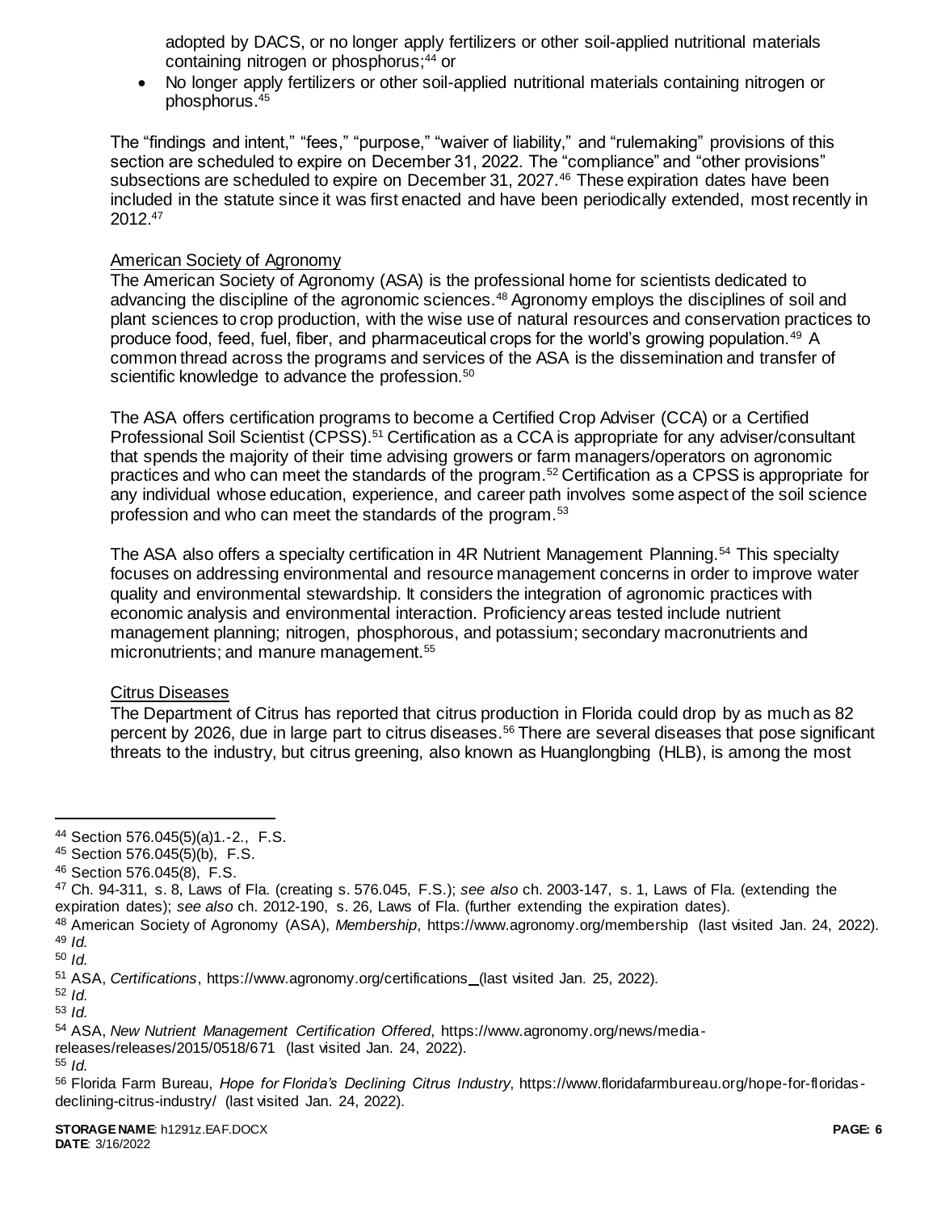adopted by DACS, or no longer apply fertilizers or other soil-applied nutritional materials containing nitrogen or phosphorus;[44] or

- No longer apply fertilizers or other soil-applied nutritional materials containing nitrogen or phosphorus.[45]

The "findings and intent," "fees," "purpose," "waiver of liability," and "rulemaking" provisions of this section are scheduled to expire on December 31, 2022. The "compliance" and "other provisions" subsections are scheduled to expire on December 31, 2027.[46] These expiration dates have been included in the statute since it was first enacted and have been periodically extended, most recently in 2012.[47]

American Society of Agronomy

The American Society of Agronomy (ASA) is the professional home for scientists dedicated to advancing the discipline of the agronomic sciences.[48] Agronomy employs the disciplines of soil and plant sciences to crop production, with the wise use of natural resources and conservation practices to produce food, feed, fuel, fiber, and pharmaceutical crops for the world's growing population.[49] A common thread across the programs and services of the ASA is the dissemination and transfer of scientific knowledge to advance the profession.[50]

The ASA offers certification programs to become a Certified Crop Adviser (CCA) or a Certified Professional Soil Scientist (CPSS).[51] Certification as a CCA is appropriate for any adviser/consultant that spends the majority of their time advising growers or farm managers/operators on agronomic practices and who can meet the standards of the program.[52] Certification as a CPSS is appropriate for any individual whose education, experience, and career path involves some aspect of the soil science profession and who can meet the standards of the program.[53]

The ASA also offers a specialty certification in 4R Nutrient Management Planning.[54] This specialty focuses on addressing environmental and resource management concerns in order to improve water quality and environmental stewardship. It considers the integration of agronomic practices with economic analysis and environmental interaction. Proficiency areas tested include nutrient management planning; nitrogen, phosphorous, and potassium; secondary macronutrients and micronutrients; and manure management.[55]

Citrus Diseases

The Department of Citrus has reported that citrus production in Florida could drop by as much as 82 percent by 2026, due in large part to citrus diseases.[56] There are several diseases that pose significant threats to the industry, but citrus greening, also known as Huanglongbing (HLB), is among the most

---

[44] Section 576.045(5)(a)1.-2., F.S.

[45] Section 576.045(5)(b), F.S.

[46] Section 576.045(8), F.S.

[47] Ch. 94-311, s. 8, Laws of Fla. (creating s. 576.045, F.S.); *see also* ch. 2003-147, s. 1, Laws of Fla. (extending the expiration dates); *see also* ch. 2012-190, s. 26, Laws of Fla. (further extending the expiration dates).

[48] American Society of Agronomy (ASA), *Membership*, https://www.agronomy.org/membership (last visited Jan. 24, 2022).

[49] *Id.*

[50] *Id.*

[51] ASA, *Certifications*, https://www.agronomy.org/certifications (last visited Jan. 25, 2022).

[52] *Id.*

[53] *Id.*

[54] ASA, *New Nutrient Management Certification Offered*, https://www.agronomy.org/news/media-releases/releases/2015/0518/671 (last visited Jan. 24, 2022).

[55] *Id.*

[56] Florida Farm Bureau, *Hope for Florida's Declining Citrus Industry*, https://www.floridafarmbureau.org/hope-for-floridas-declining-citrus-industry/ (last visited Jan. 24, 2022).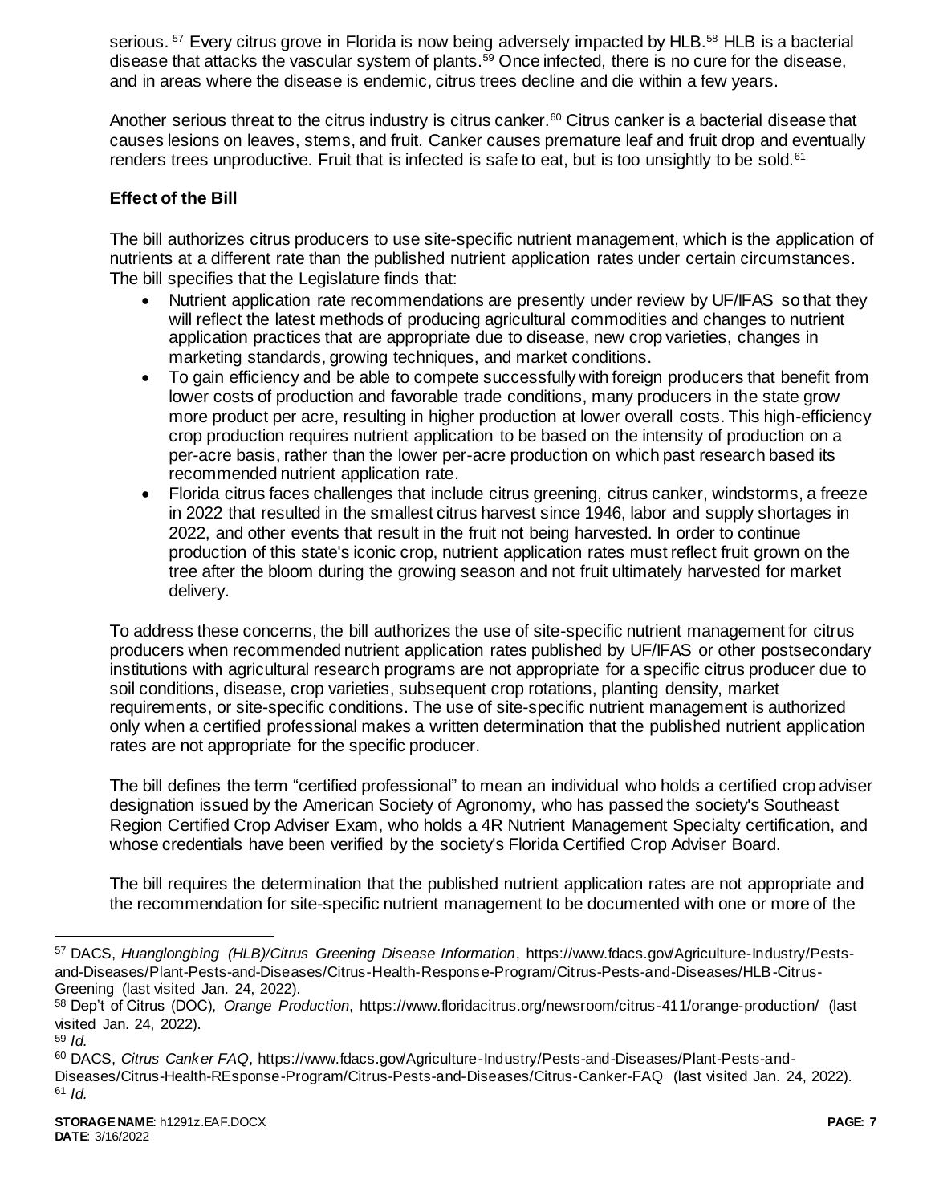serious.[57] Every citrus grove in Florida is now being adversely impacted by HLB.[58] HLB is a bacterial disease that attacks the vascular system of plants.[59] Once infected, there is no cure for the disease, and in areas where the disease is endemic, citrus trees decline and die within a few years.

Another serious threat to the citrus industry is citrus canker.[60] Citrus canker is a bacterial disease that causes lesions on leaves, stems, and fruit. Canker causes premature leaf and fruit drop and eventually renders trees unproductive. Fruit that is infected is safe to eat, but is too unsightly to be sold.[61]

### Effect of the Bill

The bill authorizes citrus producers to use site-specific nutrient management, which is the application of nutrients at a different rate than the published nutrient application rates under certain circumstances. The bill specifies that the Legislature finds that:

- Nutrient application rate recommendations are presently under review by UF/IFAS so that they will reflect the latest methods of producing agricultural commodities and changes to nutrient application practices that are appropriate due to disease, new crop varieties, changes in marketing standards, growing techniques, and market conditions.
- To gain efficiency and be able to compete successfully with foreign producers that benefit from lower costs of production and favorable trade conditions, many producers in the state grow more product per acre, resulting in higher production at lower overall costs. This high-efficiency crop production requires nutrient application to be based on the intensity of production on a per-acre basis, rather than the lower per-acre production on which past research based its recommended nutrient application rate.
- Florida citrus faces challenges that include citrus greening, citrus canker, windstorms, a freeze in 2022 that resulted in the smallest citrus harvest since 1946, labor and supply shortages in 2022, and other events that result in the fruit not being harvested. In order to continue production of this state's iconic crop, nutrient application rates must reflect fruit grown on the tree after the bloom during the growing season and not fruit ultimately harvested for market delivery.

To address these concerns, the bill authorizes the use of site-specific nutrient management for citrus producers when recommended nutrient application rates published by UF/IFAS or other postsecondary institutions with agricultural research programs are not appropriate for a specific citrus producer due to soil conditions, disease, crop varieties, subsequent crop rotations, planting density, market requirements, or site-specific conditions. The use of site-specific nutrient management is authorized only when a certified professional makes a written determination that the published nutrient application rates are not appropriate for the specific producer.

The bill defines the term "certified professional" to mean an individual who holds a certified crop adviser designation issued by the American Society of Agronomy, who has passed the society's Southeast Region Certified Crop Adviser Exam, who holds a 4R Nutrient Management Specialty certification, and whose credentials have been verified by the society's Florida Certified Crop Adviser Board.

The bill requires the determination that the published nutrient application rates are not appropriate and the recommendation for site-specific nutrient management to be documented with one or more of the

---

[57] DACS, *Huanglongbing (HLB)/Citrus Greening Disease Information*, https://www.fdacs.gov/Agriculture-Industry/Pests-and-Diseases/Plant-Pests-and-Diseases/Citrus-Health-Response-Program/Citrus-Pests-and-Diseases/HLB-Citrus-Greening (last visited Jan. 24, 2022).

[58] Dep't of Citrus (DOC), *Orange Production*, https://www.floridacitrus.org/newsroom/citrus-411/orange-production/ (last visited Jan. 24, 2022).

[59] *Id.*

[60] DACS, *Citrus Canker FAQ*, https://www.fdacs.gov/Agriculture-Industry/Pests-and-Diseases/Plant-Pests-and-Diseases/Citrus-Health-REsponse-Program/Citrus-Pests-and-Diseases/Citrus-Canker-FAQ (last visited Jan. 24, 2022).

[61] *Id.*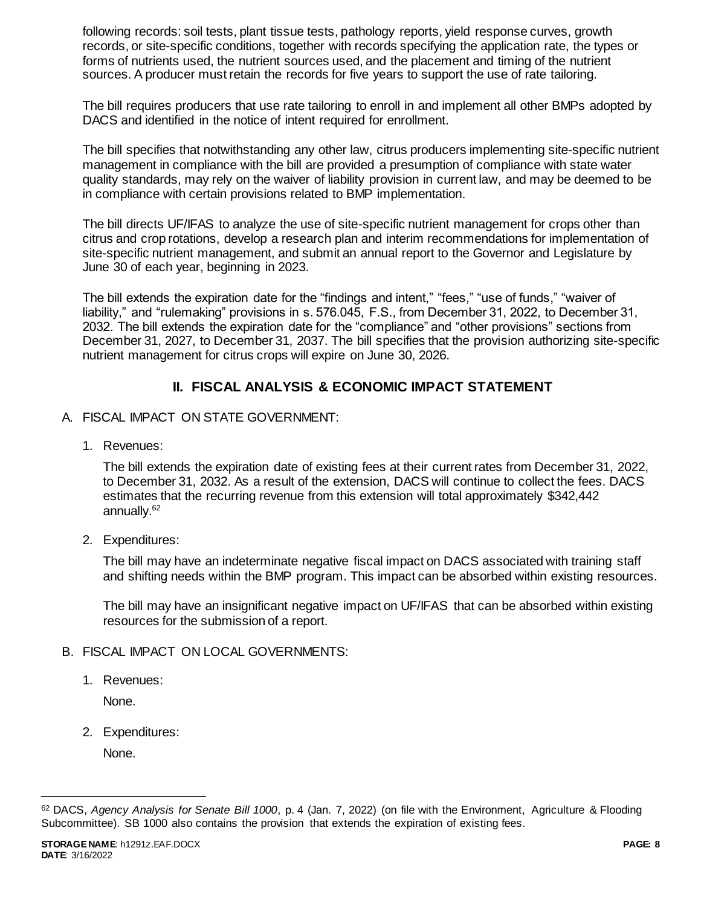following records: soil tests, plant tissue tests, pathology reports, yield response curves, growth records, or site-specific conditions, together with records specifying the application rate, the types or forms of nutrients used, the nutrient sources used, and the placement and timing of the nutrient sources. A producer must retain the records for five years to support the use of rate tailoring.

The bill requires producers that use rate tailoring to enroll in and implement all other BMPs adopted by DACS and identified in the notice of intent required for enrollment.

The bill specifies that notwithstanding any other law, citrus producers implementing site-specific nutrient management in compliance with the bill are provided a presumption of compliance with state water quality standards, may rely on the waiver of liability provision in current law, and may be deemed to be in compliance with certain provisions related to BMP implementation.

The bill directs UF/IFAS to analyze the use of site-specific nutrient management for crops other than citrus and crop rotations, develop a research plan and interim recommendations for implementation of site-specific nutrient management, and submit an annual report to the Governor and Legislature by June 30 of each year, beginning in 2023.

The bill extends the expiration date for the "findings and intent," "fees," "use of funds," "waiver of liability," and "rulemaking" provisions in s. 576.045, F.S., from December 31, 2022, to December 31, 2032. The bill extends the expiration date for the "compliance" and "other provisions" sections from December 31, 2027, to December 31, 2037. The bill specifies that the provision authorizing site-specific nutrient management for citrus crops will expire on June 30, 2026.

## II. FISCAL ANALYSIS & ECONOMIC IMPACT STATEMENT

A. FISCAL IMPACT ON STATE GOVERNMENT:

1. Revenues:

   The bill extends the expiration date of existing fees at their current rates from December 31, 2022, to December 31, 2032. As a result of the extension, DACS will continue to collect the fees. DACS estimates that the recurring revenue from this extension will total approximately $342,442 annually.[62]

2. Expenditures:

   The bill may have an indeterminate negative fiscal impact on DACS associated with training staff and shifting needs within the BMP program. This impact can be absorbed within existing resources.

   The bill may have an insignificant negative impact on UF/IFAS that can be absorbed within existing resources for the submission of a report.

B. FISCAL IMPACT ON LOCAL GOVERNMENTS:

1. Revenues:

   None.

2. Expenditures:

   None.

---

[62] DACS, *Agency Analysis for Senate Bill 1000*, p. 4 (Jan. 7, 2022) (on file with the Environment, Agriculture & Flooding Subcommittee). SB 1000 also contains the provision that extends the expiration of existing fees.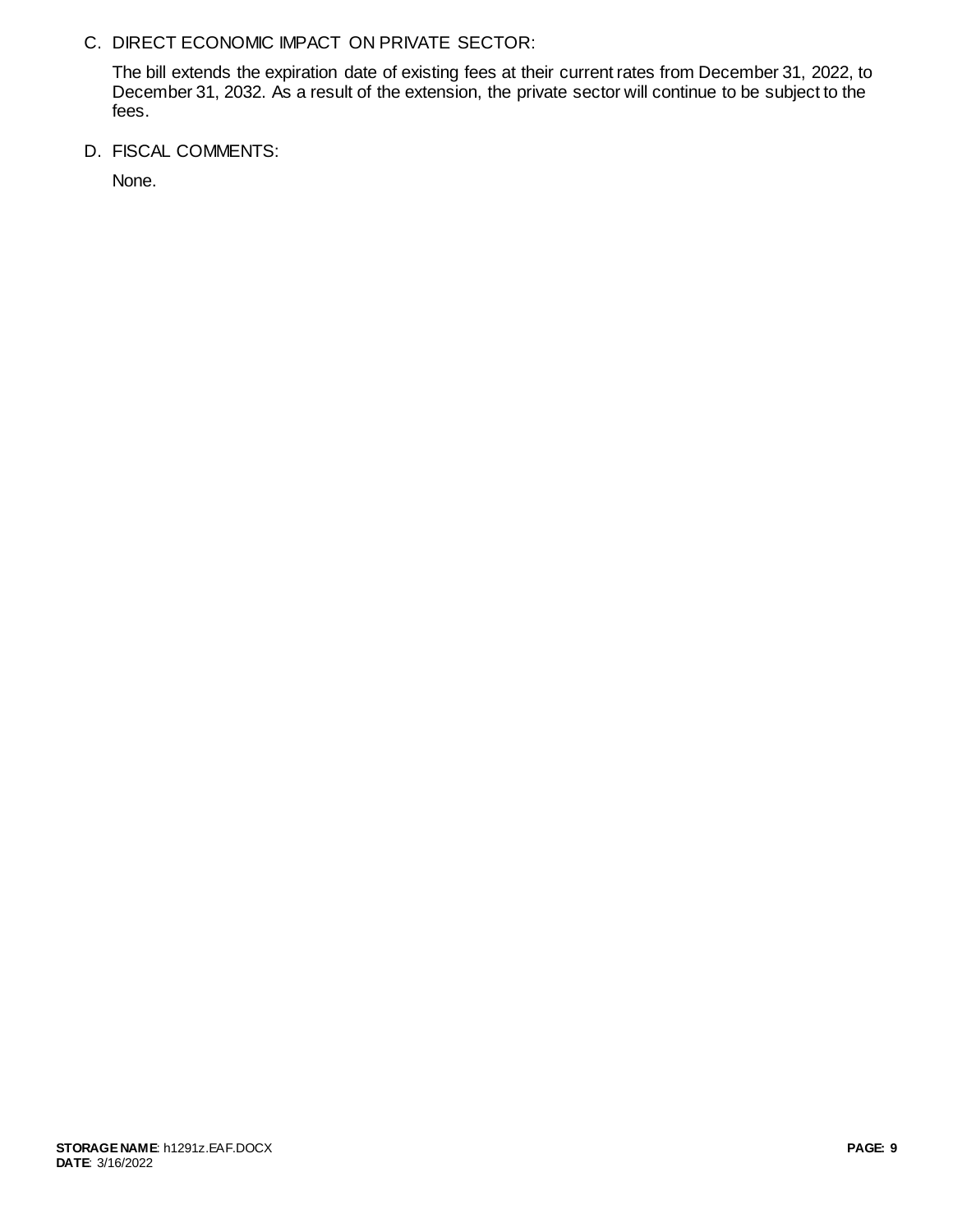C. DIRECT ECONOMIC IMPACT ON PRIVATE SECTOR:

The bill extends the expiration date of existing fees at their current rates from December 31, 2022, to December 31, 2032. As a result of the extension, the private sector will continue to be subject to the fees.

D. FISCAL COMMENTS:

None.